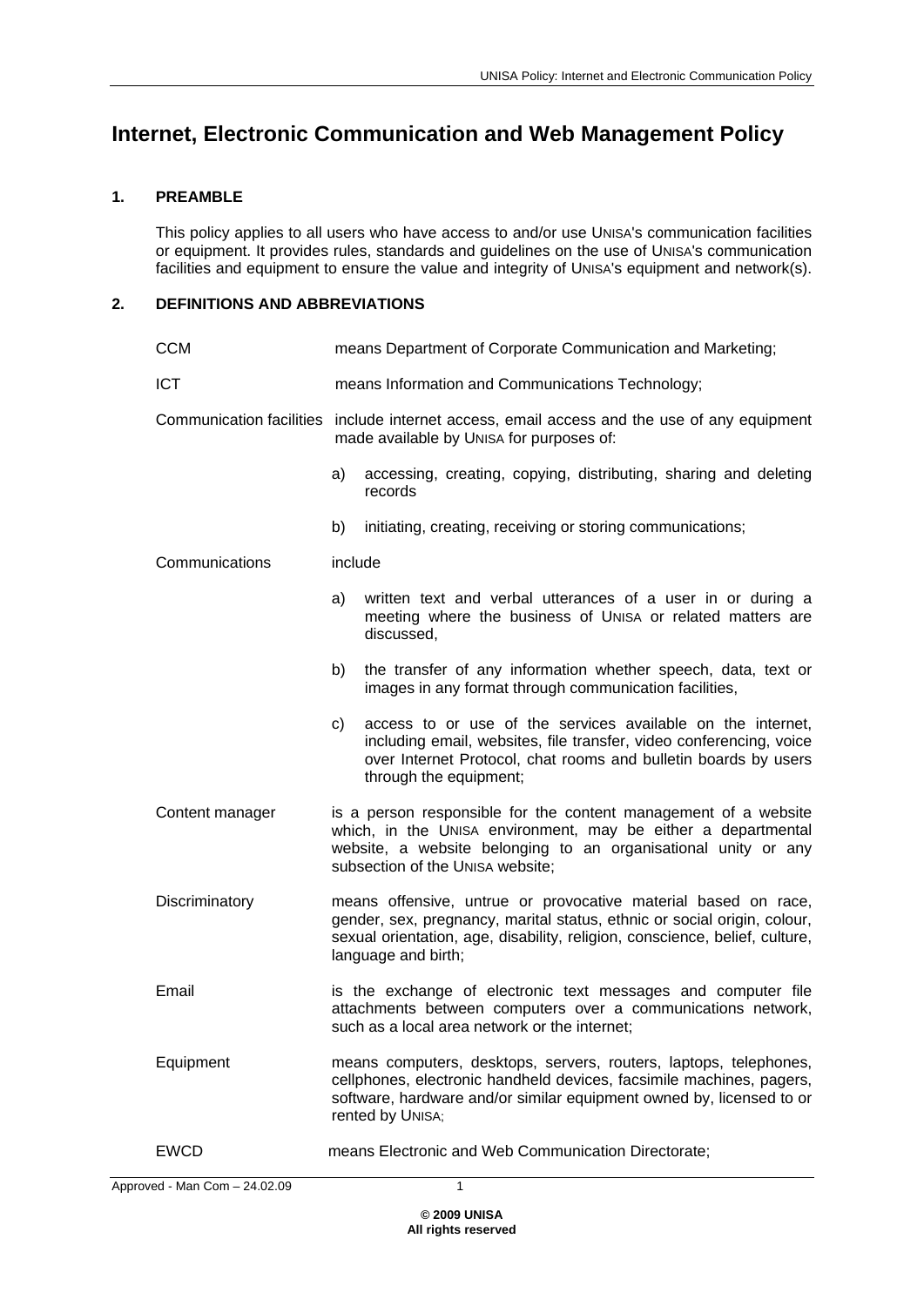# Internet, Electronic Communication and Web Management Policy

## 1. PREAMBLE

This policy applies to all users who have access to and/or use UNISA's communication facilities or equipment. It provides rules, standards and guidelines on the use of UNISA's communication facilities and equipment to ensure the value and integrity of UNISA's equipment and network(s).

## 2. DEFINITIONS AND ABBREVIATIONS

**CCM** means Department of Corporate Communication and Marketing;

**ICT** means Information and Communications Technology;

**Communication facilities** include internet access, email access and the use of any equipment made available by UNISA for purposes of:

a) accessing, creating, copying, distributing, sharing and deleting records

b) initiating, creating, receiving or storing communications;

**Communications** include

a) written text and verbal utterances of a user in or during a meeting where the business of UNISA or related matters are discussed,

b) the transfer of any information whether speech, data, text or images in any format through communication facilities,

c) access to or use of the services available on the internet, including email, websites, file transfer, video conferencing, voice over Internet Protocol, chat rooms and bulletin boards by users through the equipment;

**Content manager** is a person responsible for the content management of a website which, in the UNISA environment, may be either a departmental website, a website belonging to an organisational unity or any subsection of the UNISA website;

**Discriminatory** means offensive, untrue or provocative material based on race, gender, sex, pregnancy, marital status, ethnic or social origin, colour, sexual orientation, age, disability, religion, conscience, belief, culture, language and birth;

**Email** is the exchange of electronic text messages and computer file attachments between computers over a communications network, such as a local area network or the internet;

**Equipment** means computers, desktops, servers, routers, laptops, telephones, cellphones, electronic handheld devices, facsimile machines, pagers, software, hardware and/or similar equipment owned by, licensed to or rented by UNISA;

**EWCD** means Electronic and Web Communication Directorate;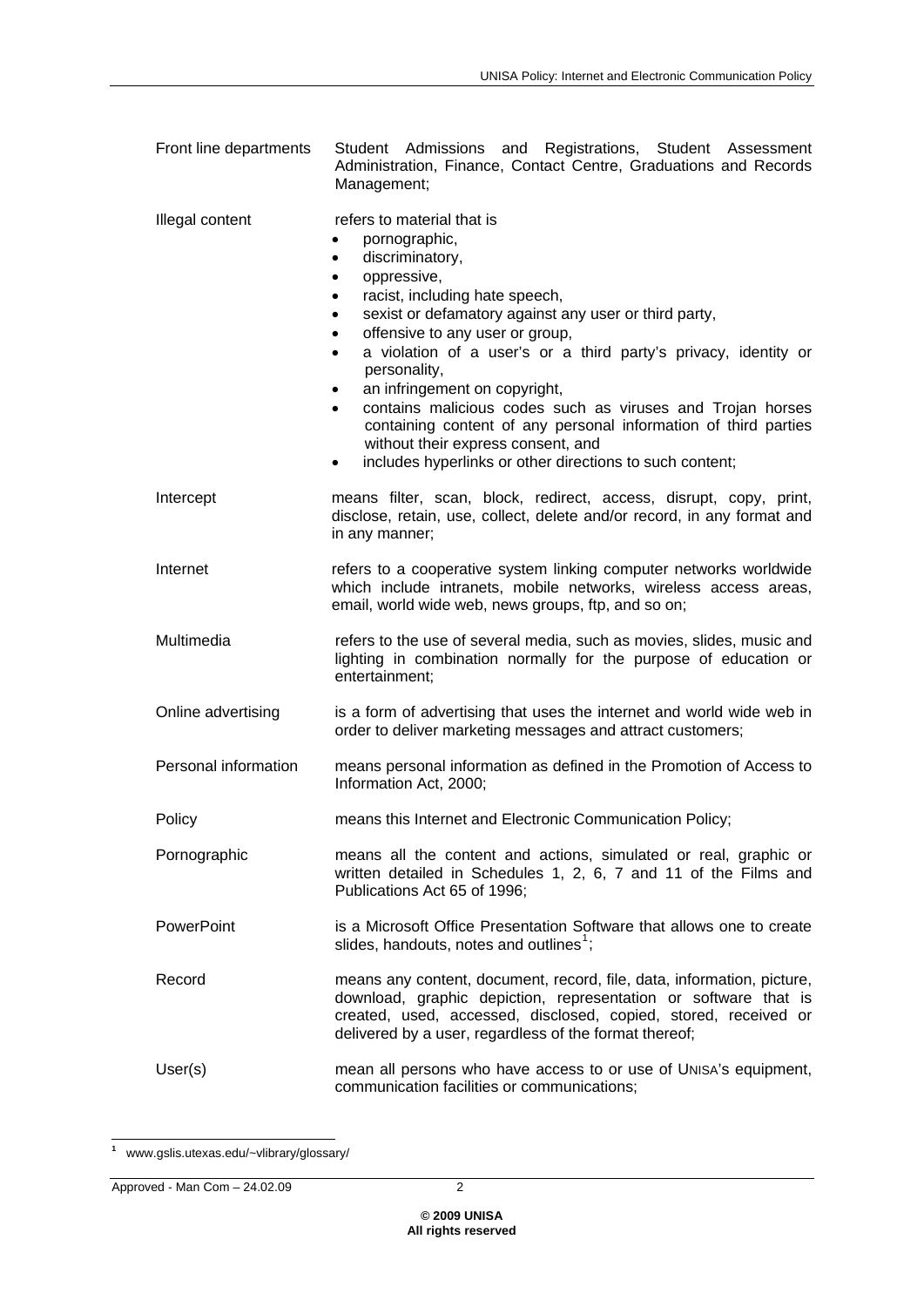| | |
|---|---|
| Front line departments | Student Admissions and Registrations, Student Assessment Administration, Finance, Contact Centre, Graduations and Records Management; |
| Illegal content | refers to material that is<br>• pornographic,<br>• discriminatory,<br>• oppressive,<br>• racist, including hate speech,<br>• sexist or defamatory against any user or third party,<br>• offensive to any user or group,<br>• a violation of a user's or a third party's privacy, identity or personality,<br>• an infringement on copyright,<br>• contains malicious codes such as viruses and Trojan horses containing content of any personal information of third parties without their express consent, and<br>• includes hyperlinks or other directions to such content; |
| Intercept | means filter, scan, block, redirect, access, disrupt, copy, print, disclose, retain, use, collect, delete and/or record, in any format and in any manner; |
| Internet | refers to a cooperative system linking computer networks worldwide which include intranets, mobile networks, wireless access areas, email, world wide web, news groups, ftp, and so on; |
| Multimedia | refers to the use of several media, such as movies, slides, music and lighting in combination normally for the purpose of education or entertainment; |
| Online advertising | is a form of advertising that uses the internet and world wide web in order to deliver marketing messages and attract customers; |
| Personal information | means personal information as defined in the Promotion of Access to Information Act, 2000; |
| Policy | means this Internet and Electronic Communication Policy; |
| Pornographic | means all the content and actions, simulated or real, graphic or written detailed in Schedules 1, 2, 6, 7 and 11 of the Films and Publications Act 65 of 1996; |
| PowerPoint | is a Microsoft Office Presentation Software that allows one to create slides, handouts, notes and outlines[1]; |
| Record | means any content, document, record, file, data, information, picture, download, graphic depiction, representation or software that is created, used, accessed, disclosed, copied, stored, received or delivered by a user, regardless of the format thereof; |
| User(s) | mean all persons who have access to or use of UNISA's equipment, communication facilities or communications; |

[1] www.gslis.utexas.edu/~vlibrary/glossary/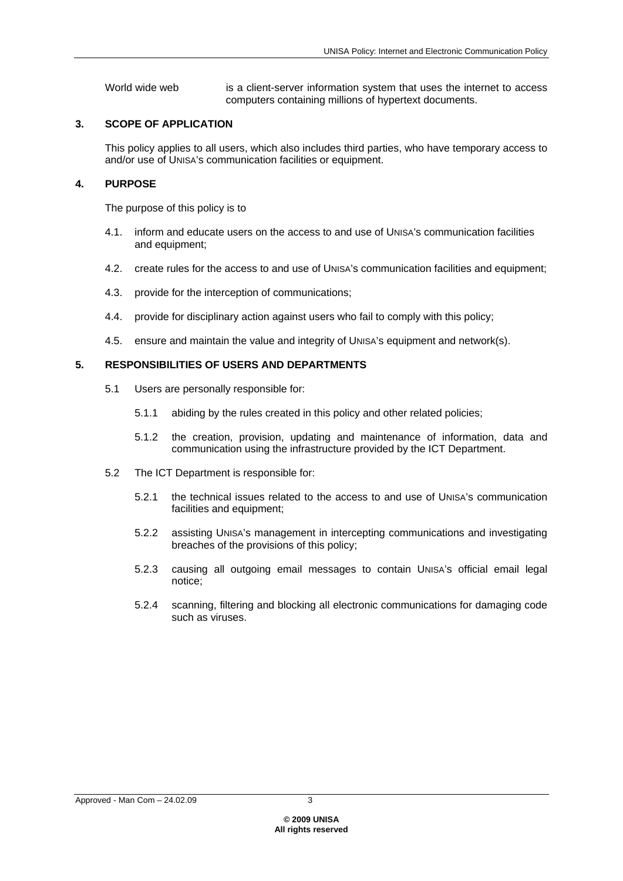World wide web — is a client-server information system that uses the internet to access computers containing millions of hypertext documents.

## 3. SCOPE OF APPLICATION

This policy applies to all users, which also includes third parties, who have temporary access to and/or use of UNISA's communication facilities or equipment.

## 4. PURPOSE

The purpose of this policy is to

4.1. inform and educate users on the access to and use of UNISA's communication facilities and equipment;

4.2. create rules for the access to and use of UNISA's communication facilities and equipment;

4.3. provide for the interception of communications;

4.4. provide for disciplinary action against users who fail to comply with this policy;

4.5. ensure and maintain the value and integrity of UNISA's equipment and network(s).

## 5. RESPONSIBILITIES OF USERS AND DEPARTMENTS

5.1 Users are personally responsible for:

5.1.1 abiding by the rules created in this policy and other related policies;

5.1.2 the creation, provision, updating and maintenance of information, data and communication using the infrastructure provided by the ICT Department.

5.2 The ICT Department is responsible for:

5.2.1 the technical issues related to the access to and use of UNISA's communication facilities and equipment;

5.2.2 assisting UNISA's management in intercepting communications and investigating breaches of the provisions of this policy;

5.2.3 causing all outgoing email messages to contain UNISA's official email legal notice;

5.2.4 scanning, filtering and blocking all electronic communications for damaging code such as viruses.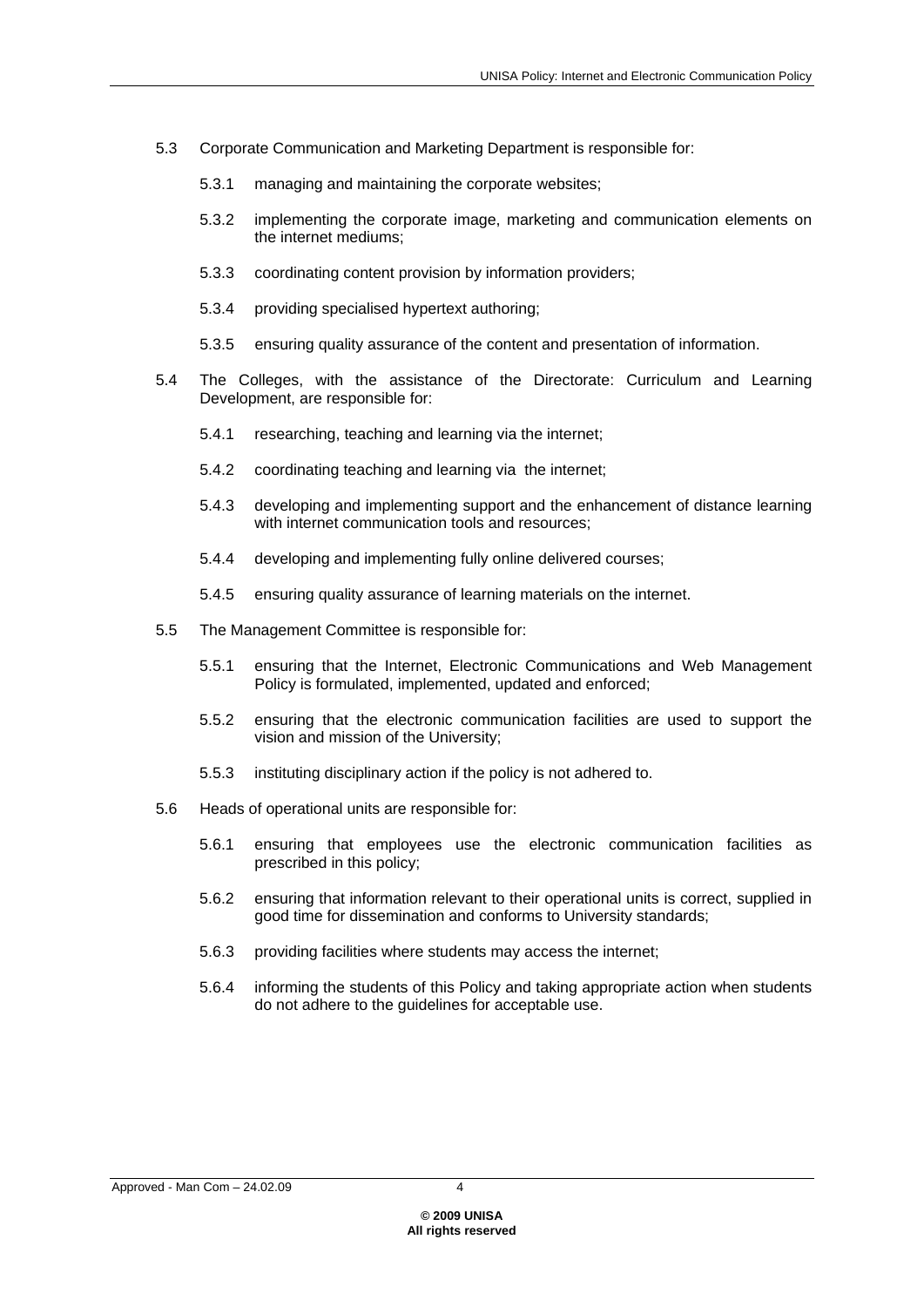5.3 Corporate Communication and Marketing Department is responsible for:

- 5.3.1 managing and maintaining the corporate websites;
- 5.3.2 implementing the corporate image, marketing and communication elements on the internet mediums;
- 5.3.3 coordinating content provision by information providers;
- 5.3.4 providing specialised hypertext authoring;
- 5.3.5 ensuring quality assurance of the content and presentation of information.

5.4 The Colleges, with the assistance of the Directorate: Curriculum and Learning Development, are responsible for:

- 5.4.1 researching, teaching and learning via the internet;
- 5.4.2 coordinating teaching and learning via the internet;
- 5.4.3 developing and implementing support and the enhancement of distance learning with internet communication tools and resources;
- 5.4.4 developing and implementing fully online delivered courses;
- 5.4.5 ensuring quality assurance of learning materials on the internet.

5.5 The Management Committee is responsible for:

- 5.5.1 ensuring that the Internet, Electronic Communications and Web Management Policy is formulated, implemented, updated and enforced;
- 5.5.2 ensuring that the electronic communication facilities are used to support the vision and mission of the University;
- 5.5.3 instituting disciplinary action if the policy is not adhered to.

5.6 Heads of operational units are responsible for:

- 5.6.1 ensuring that employees use the electronic communication facilities as prescribed in this policy;
- 5.6.2 ensuring that information relevant to their operational units is correct, supplied in good time for dissemination and conforms to University standards;
- 5.6.3 providing facilities where students may access the internet;
- 5.6.4 informing the students of this Policy and taking appropriate action when students do not adhere to the guidelines for acceptable use.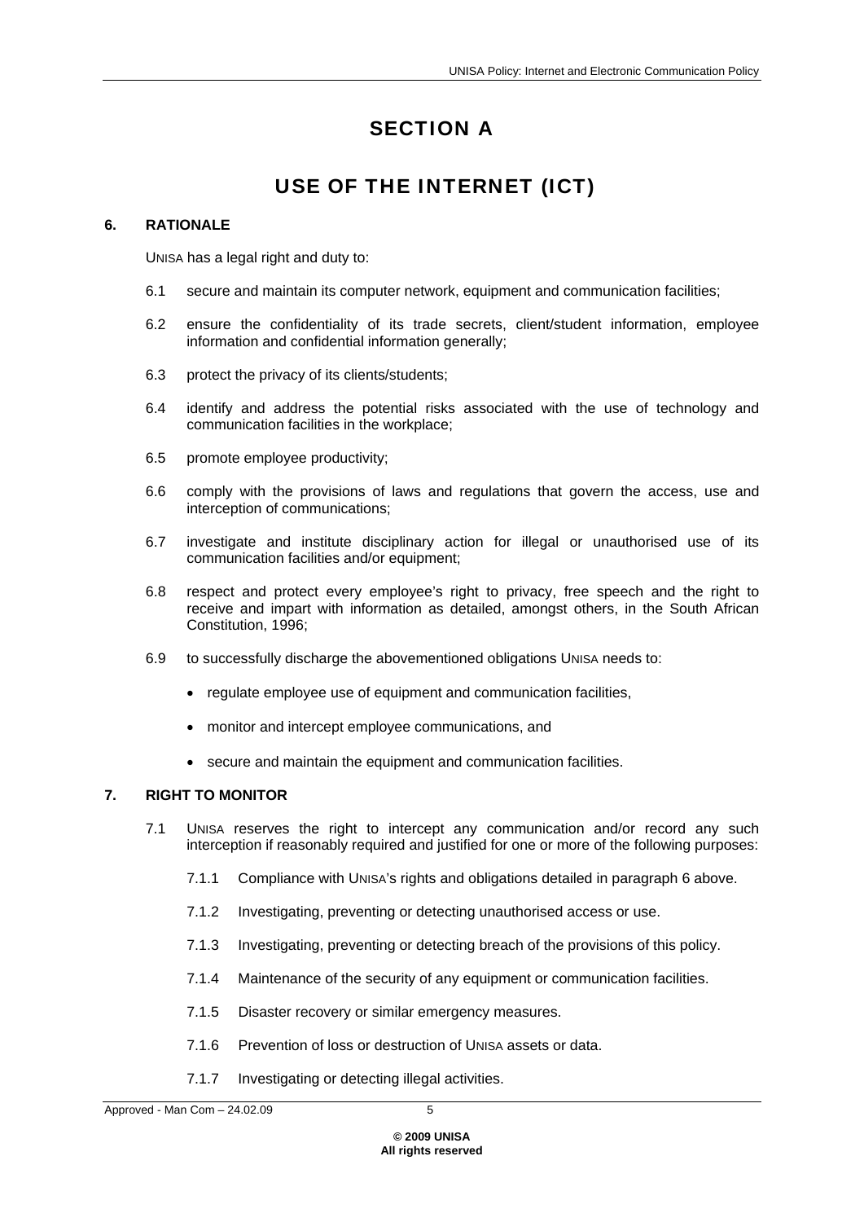# SECTION A

# USE OF THE INTERNET (ICT)

## 6. RATIONALE

UNISA has a legal right and duty to:

6.1 secure and maintain its computer network, equipment and communication facilities;

6.2 ensure the confidentiality of its trade secrets, client/student information, employee information and confidential information generally;

6.3 protect the privacy of its clients/students;

6.4 identify and address the potential risks associated with the use of technology and communication facilities in the workplace;

6.5 promote employee productivity;

6.6 comply with the provisions of laws and regulations that govern the access, use and interception of communications;

6.7 investigate and institute disciplinary action for illegal or unauthorised use of its communication facilities and/or equipment;

6.8 respect and protect every employee's right to privacy, free speech and the right to receive and impart with information as detailed, amongst others, in the South African Constitution, 1996;

6.9 to successfully discharge the abovementioned obligations UNISA needs to:

- regulate employee use of equipment and communication facilities,
- monitor and intercept employee communications, and
- secure and maintain the equipment and communication facilities.

## 7. RIGHT TO MONITOR

7.1 UNISA reserves the right to intercept any communication and/or record any such interception if reasonably required and justified for one or more of the following purposes:

7.1.1 Compliance with UNISA's rights and obligations detailed in paragraph 6 above.

7.1.2 Investigating, preventing or detecting unauthorised access or use.

7.1.3 Investigating, preventing or detecting breach of the provisions of this policy.

7.1.4 Maintenance of the security of any equipment or communication facilities.

7.1.5 Disaster recovery or similar emergency measures.

7.1.6 Prevention of loss or destruction of UNISA assets or data.

7.1.7 Investigating or detecting illegal activities.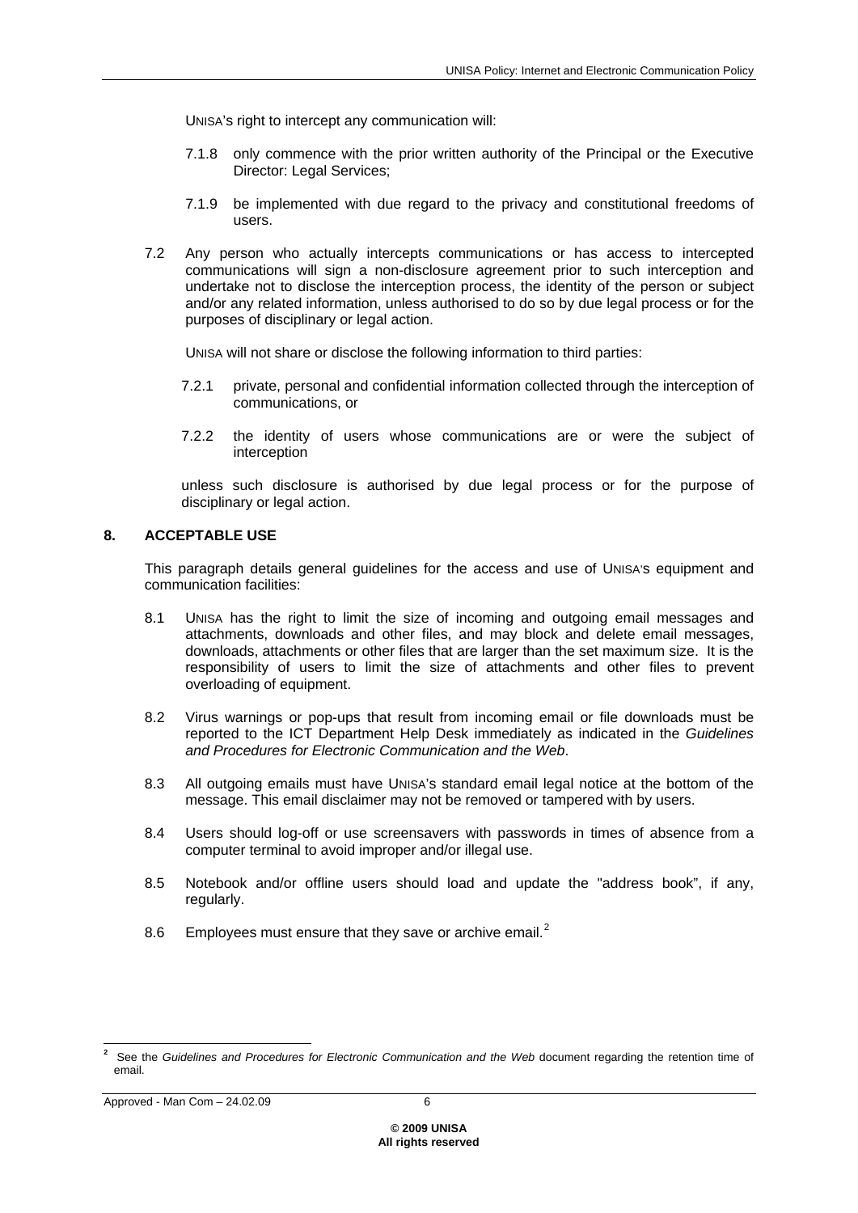UNISA's right to intercept any communication will:

7.1.8 only commence with the prior written authority of the Principal or the Executive Director: Legal Services;

7.1.9 be implemented with due regard to the privacy and constitutional freedoms of users.

7.2 Any person who actually intercepts communications or has access to intercepted communications will sign a non-disclosure agreement prior to such interception and undertake not to disclose the interception process, the identity of the person or subject and/or any related information, unless authorised to do so by due legal process or for the purposes of disciplinary or legal action.

UNISA will not share or disclose the following information to third parties:

7.2.1 private, personal and confidential information collected through the interception of communications, or

7.2.2 the identity of users whose communications are or were the subject of interception

unless such disclosure is authorised by due legal process or for the purpose of disciplinary or legal action.

## 8. ACCEPTABLE USE

This paragraph details general guidelines for the access and use of UNISA'S equipment and communication facilities:

8.1 UNISA has the right to limit the size of incoming and outgoing email messages and attachments, downloads and other files, and may block and delete email messages, downloads, attachments or other files that are larger than the set maximum size. It is the responsibility of users to limit the size of attachments and other files to prevent overloading of equipment.

8.2 Virus warnings or pop-ups that result from incoming email or file downloads must be reported to the ICT Department Help Desk immediately as indicated in the *Guidelines and Procedures for Electronic Communication and the Web*.

8.3 All outgoing emails must have UNISA's standard email legal notice at the bottom of the message. This email disclaimer may not be removed or tampered with by users.

8.4 Users should log-off or use screensavers with passwords in times of absence from a computer terminal to avoid improper and/or illegal use.

8.5 Notebook and/or offline users should load and update the "address book", if any, regularly.

8.6 Employees must ensure that they save or archive email.[2]

---

[2] See the *Guidelines and Procedures for Electronic Communication and the Web* document regarding the retention time of email.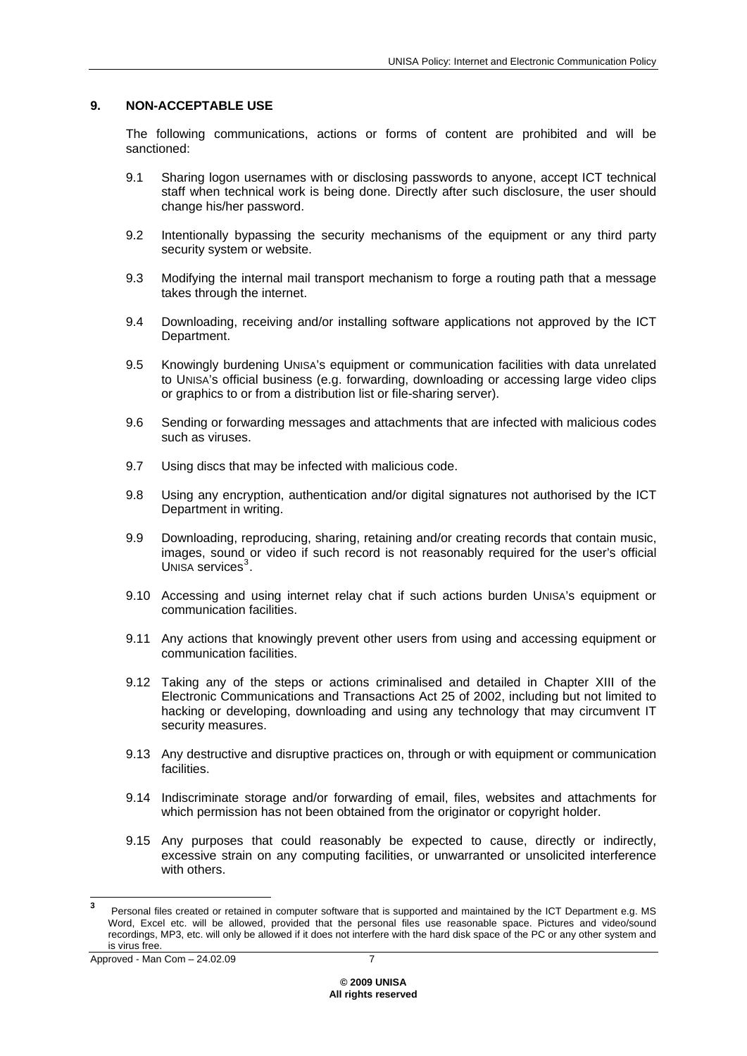## 9. NON-ACCEPTABLE USE

The following communications, actions or forms of content are prohibited and will be sanctioned:

9.1 Sharing logon usernames with or disclosing passwords to anyone, accept ICT technical staff when technical work is being done. Directly after such disclosure, the user should change his/her password.

9.2 Intentionally bypassing the security mechanisms of the equipment or any third party security system or website.

9.3 Modifying the internal mail transport mechanism to forge a routing path that a message takes through the internet.

9.4 Downloading, receiving and/or installing software applications not approved by the ICT Department.

9.5 Knowingly burdening UNISA's equipment or communication facilities with data unrelated to UNISA's official business (e.g. forwarding, downloading or accessing large video clips or graphics to or from a distribution list or file-sharing server).

9.6 Sending or forwarding messages and attachments that are infected with malicious codes such as viruses.

9.7 Using discs that may be infected with malicious code.

9.8 Using any encryption, authentication and/or digital signatures not authorised by the ICT Department in writing.

9.9 Downloading, reproducing, sharing, retaining and/or creating records that contain music, images, sound or video if such record is not reasonably required for the user's official UNISA services[3].

9.10 Accessing and using internet relay chat if such actions burden UNISA's equipment or communication facilities.

9.11 Any actions that knowingly prevent other users from using and accessing equipment or communication facilities.

9.12 Taking any of the steps or actions criminalised and detailed in Chapter XIII of the Electronic Communications and Transactions Act 25 of 2002, including but not limited to hacking or developing, downloading and using any technology that may circumvent IT security measures.

9.13 Any destructive and disruptive practices on, through or with equipment or communication facilities.

9.14 Indiscriminate storage and/or forwarding of email, files, websites and attachments for which permission has not been obtained from the originator or copyright holder.

9.15 Any purposes that could reasonably be expected to cause, directly or indirectly, excessive strain on any computing facilities, or unwarranted or unsolicited interference with others.

---

[3] Personal files created or retained in computer software that is supported and maintained by the ICT Department e.g. MS Word, Excel etc. will be allowed, provided that the personal files use reasonable space. Pictures and video/sound recordings, MP3, etc. will only be allowed if it does not interfere with the hard disk space of the PC or any other system and is virus free.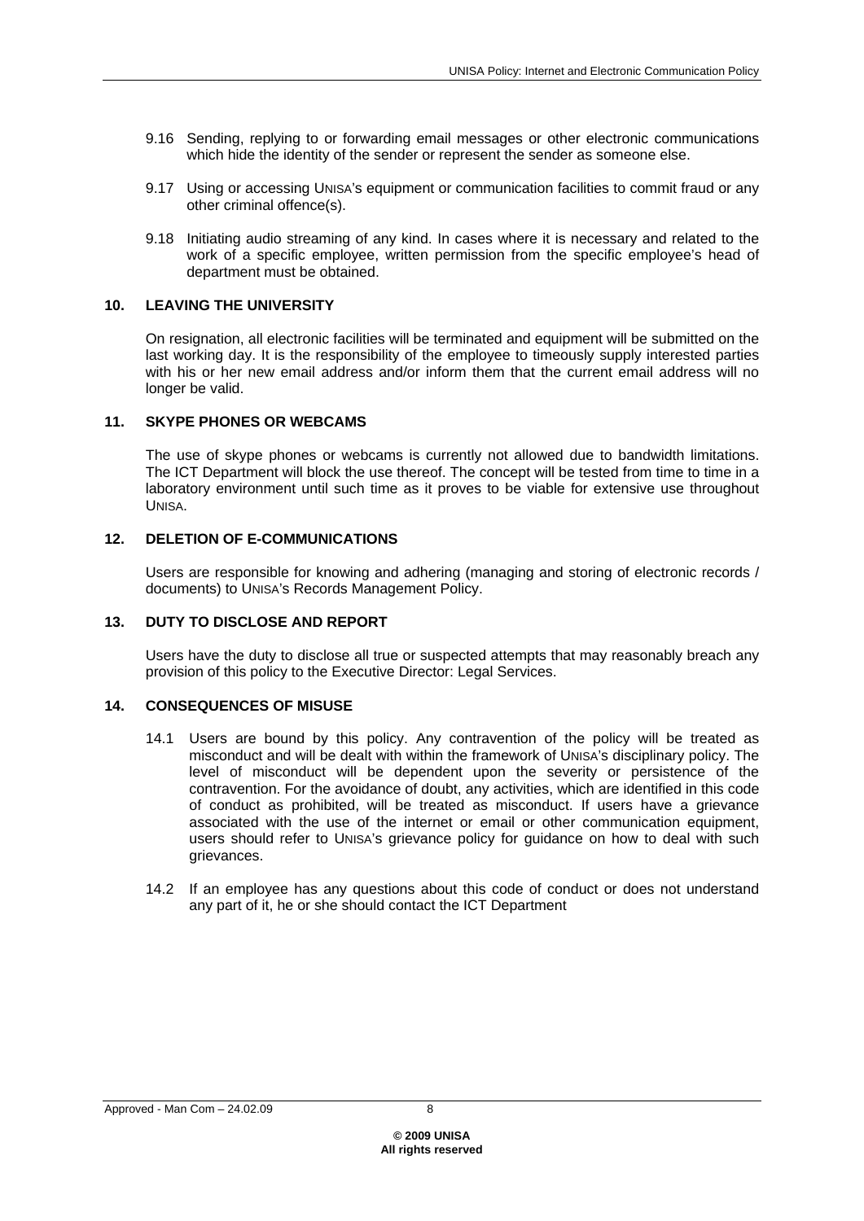9.16 Sending, replying to or forwarding email messages or other electronic communications which hide the identity of the sender or represent the sender as someone else.

9.17 Using or accessing UNISA's equipment or communication facilities to commit fraud or any other criminal offence(s).

9.18 Initiating audio streaming of any kind. In cases where it is necessary and related to the work of a specific employee, written permission from the specific employee's head of department must be obtained.

## 10. LEAVING THE UNIVERSITY

On resignation, all electronic facilities will be terminated and equipment will be submitted on the last working day. It is the responsibility of the employee to timeously supply interested parties with his or her new email address and/or inform them that the current email address will no longer be valid.

## 11. SKYPE PHONES OR WEBCAMS

The use of skype phones or webcams is currently not allowed due to bandwidth limitations. The ICT Department will block the use thereof. The concept will be tested from time to time in a laboratory environment until such time as it proves to be viable for extensive use throughout UNISA.

## 12. DELETION OF E-COMMUNICATIONS

Users are responsible for knowing and adhering (managing and storing of electronic records / documents) to UNISA's Records Management Policy.

## 13. DUTY TO DISCLOSE AND REPORT

Users have the duty to disclose all true or suspected attempts that may reasonably breach any provision of this policy to the Executive Director: Legal Services.

## 14. CONSEQUENCES OF MISUSE

14.1 Users are bound by this policy. Any contravention of the policy will be treated as misconduct and will be dealt with within the framework of UNISA's disciplinary policy. The level of misconduct will be dependent upon the severity or persistence of the contravention. For the avoidance of doubt, any activities, which are identified in this code of conduct as prohibited, will be treated as misconduct. If users have a grievance associated with the use of the internet or email or other communication equipment, users should refer to UNISA's grievance policy for guidance on how to deal with such grievances.

14.2 If an employee has any questions about this code of conduct or does not understand any part of it, he or she should contact the ICT Department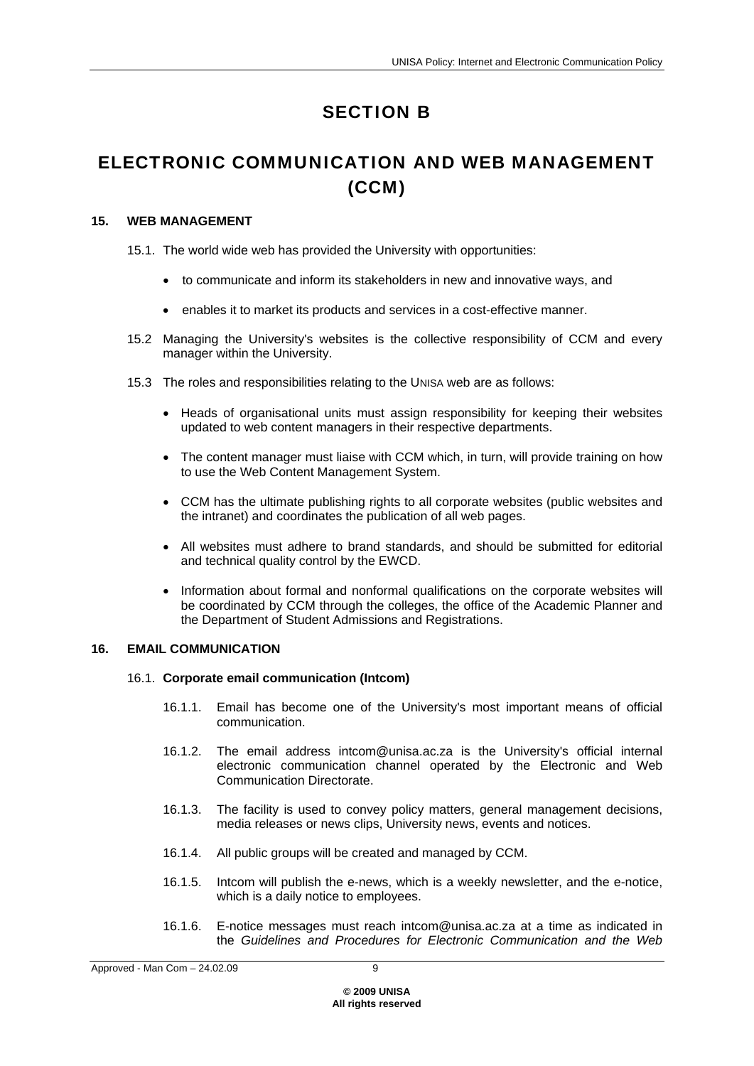# SECTION B

# ELECTRONIC COMMUNICATION AND WEB MANAGEMENT (CCM)

### 15. WEB MANAGEMENT

15.1. The world wide web has provided the University with opportunities:

- to communicate and inform its stakeholders in new and innovative ways, and
- enables it to market its products and services in a cost-effective manner.

15.2 Managing the University's websites is the collective responsibility of CCM and every manager within the University.

15.3 The roles and responsibilities relating to the UNISA web are as follows:

- Heads of organisational units must assign responsibility for keeping their websites updated to web content managers in their respective departments.
- The content manager must liaise with CCM which, in turn, will provide training on how to use the Web Content Management System.
- CCM has the ultimate publishing rights to all corporate websites (public websites and the intranet) and coordinates the publication of all web pages.
- All websites must adhere to brand standards, and should be submitted for editorial and technical quality control by the EWCD.
- Information about formal and nonformal qualifications on the corporate websites will be coordinated by CCM through the colleges, the office of the Academic Planner and the Department of Student Admissions and Registrations.

### 16. EMAIL COMMUNICATION

16.1. **Corporate email communication (Intcom)**

16.1.1. Email has become one of the University's most important means of official communication.

16.1.2. The email address intcom@unisa.ac.za is the University's official internal electronic communication channel operated by the Electronic and Web Communication Directorate.

16.1.3. The facility is used to convey policy matters, general management decisions, media releases or news clips, University news, events and notices.

16.1.4. All public groups will be created and managed by CCM.

16.1.5. Intcom will publish the e-news, which is a weekly newsletter, and the e-notice, which is a daily notice to employees.

16.1.6. E-notice messages must reach intcom@unisa.ac.za at a time as indicated in the *Guidelines and Procedures for Electronic Communication and the Web*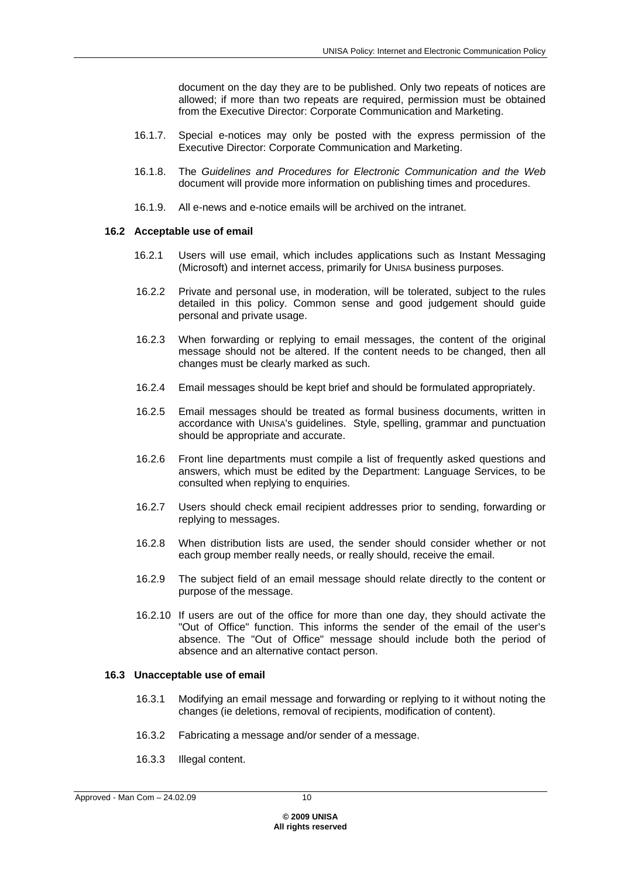document on the day they are to be published. Only two repeats of notices are allowed; if more than two repeats are required, permission must be obtained from the Executive Director: Corporate Communication and Marketing.

16.1.7. Special e-notices may only be posted with the express permission of the Executive Director: Corporate Communication and Marketing.

16.1.8. The *Guidelines and Procedures for Electronic Communication and the Web* document will provide more information on publishing times and procedures.

16.1.9. All e-news and e-notice emails will be archived on the intranet.

### 16.2 Acceptable use of email

16.2.1 Users will use email, which includes applications such as Instant Messaging (Microsoft) and internet access, primarily for UNISA business purposes.

16.2.2 Private and personal use, in moderation, will be tolerated, subject to the rules detailed in this policy. Common sense and good judgement should guide personal and private usage.

16.2.3 When forwarding or replying to email messages, the content of the original message should not be altered. If the content needs to be changed, then all changes must be clearly marked as such.

16.2.4 Email messages should be kept brief and should be formulated appropriately.

16.2.5 Email messages should be treated as formal business documents, written in accordance with UNISA's guidelines. Style, spelling, grammar and punctuation should be appropriate and accurate.

16.2.6 Front line departments must compile a list of frequently asked questions and answers, which must be edited by the Department: Language Services, to be consulted when replying to enquiries.

16.2.7 Users should check email recipient addresses prior to sending, forwarding or replying to messages.

16.2.8 When distribution lists are used, the sender should consider whether or not each group member really needs, or really should, receive the email.

16.2.9 The subject field of an email message should relate directly to the content or purpose of the message.

16.2.10 If users are out of the office for more than one day, they should activate the "Out of Office" function. This informs the sender of the email of the user's absence. The "Out of Office" message should include both the period of absence and an alternative contact person.

### 16.3 Unacceptable use of email

16.3.1 Modifying an email message and forwarding or replying to it without noting the changes (ie deletions, removal of recipients, modification of content).

16.3.2 Fabricating a message and/or sender of a message.

16.3.3 Illegal content.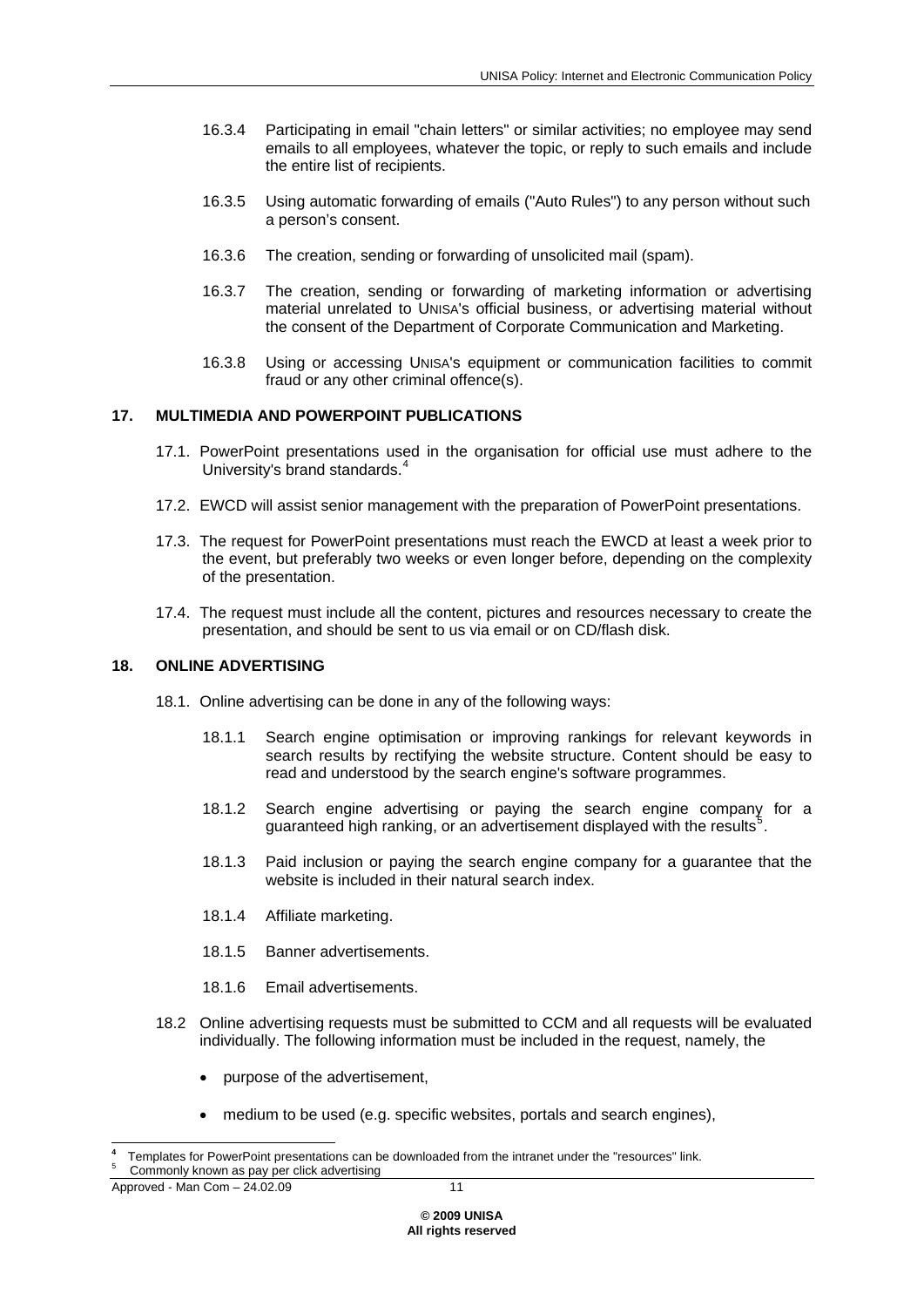16.3.4 Participating in email "chain letters" or similar activities; no employee may send emails to all employees, whatever the topic, or reply to such emails and include the entire list of recipients.

16.3.5 Using automatic forwarding of emails ("Auto Rules") to any person without such a person's consent.

16.3.6 The creation, sending or forwarding of unsolicited mail (spam).

16.3.7 The creation, sending or forwarding of marketing information or advertising material unrelated to UNISA's official business, or advertising material without the consent of the Department of Corporate Communication and Marketing.

16.3.8 Using or accessing UNISA's equipment or communication facilities to commit fraud or any other criminal offence(s).

## 17. MULTIMEDIA AND POWERPOINT PUBLICATIONS

17.1. PowerPoint presentations used in the organisation for official use must adhere to the University's brand standards.[4]

17.2. EWCD will assist senior management with the preparation of PowerPoint presentations.

17.3. The request for PowerPoint presentations must reach the EWCD at least a week prior to the event, but preferably two weeks or even longer before, depending on the complexity of the presentation.

17.4. The request must include all the content, pictures and resources necessary to create the presentation, and should be sent to us via email or on CD/flash disk.

## 18. ONLINE ADVERTISING

18.1. Online advertising can be done in any of the following ways:

18.1.1 Search engine optimisation or improving rankings for relevant keywords in search results by rectifying the website structure. Content should be easy to read and understood by the search engine's software programmes.

18.1.2 Search engine advertising or paying the search engine company for a guaranteed high ranking, or an advertisement displayed with the results[5].

18.1.3 Paid inclusion or paying the search engine company for a guarantee that the website is included in their natural search index.

18.1.4 Affiliate marketing.

18.1.5 Banner advertisements.

18.1.6 Email advertisements.

18.2 Online advertising requests must be submitted to CCM and all requests will be evaluated individually. The following information must be included in the request, namely, the

- purpose of the advertisement,
- medium to be used (e.g. specific websites, portals and search engines),

---

[4] Templates for PowerPoint presentations can be downloaded from the intranet under the "resources" link.

[5] Commonly known as pay per click advertising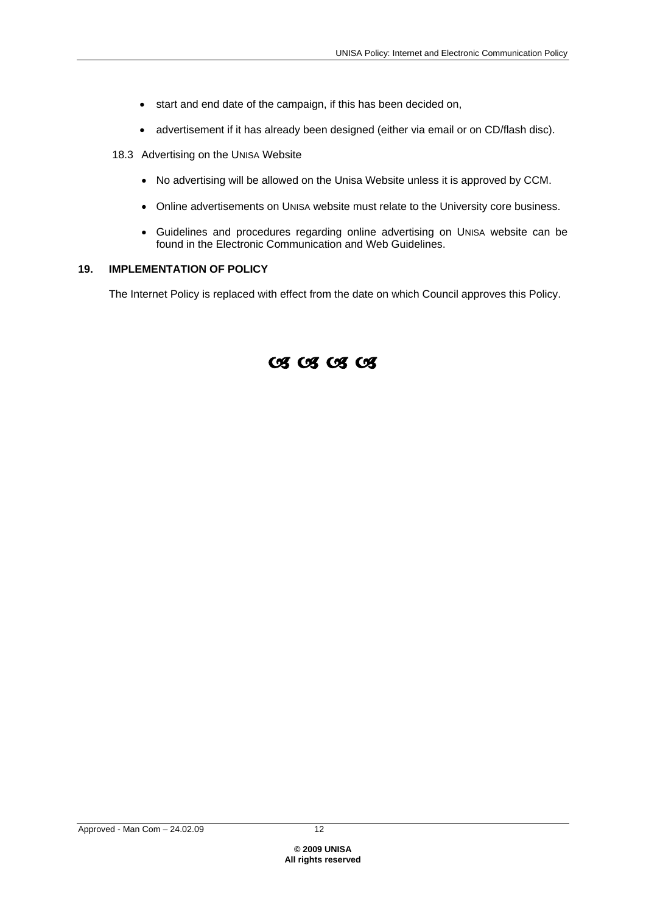- start and end date of the campaign, if this has been decided on,
- advertisement if it has already been designed (either via email or on CD/flash disc).

18.3 Advertising on the UNISA Website

- No advertising will be allowed on the Unisa Website unless it is approved by CCM.
- Online advertisements on UNISA website must relate to the University core business.
- Guidelines and procedures regarding online advertising on UNISA website can be found in the Electronic Communication and Web Guidelines.

## 19. IMPLEMENTATION OF POLICY

The Internet Policy is replaced with effect from the date on which Council approves this Policy.

Approved - Man Com – 24.02.09

© 2009 UNISA
All rights reserved